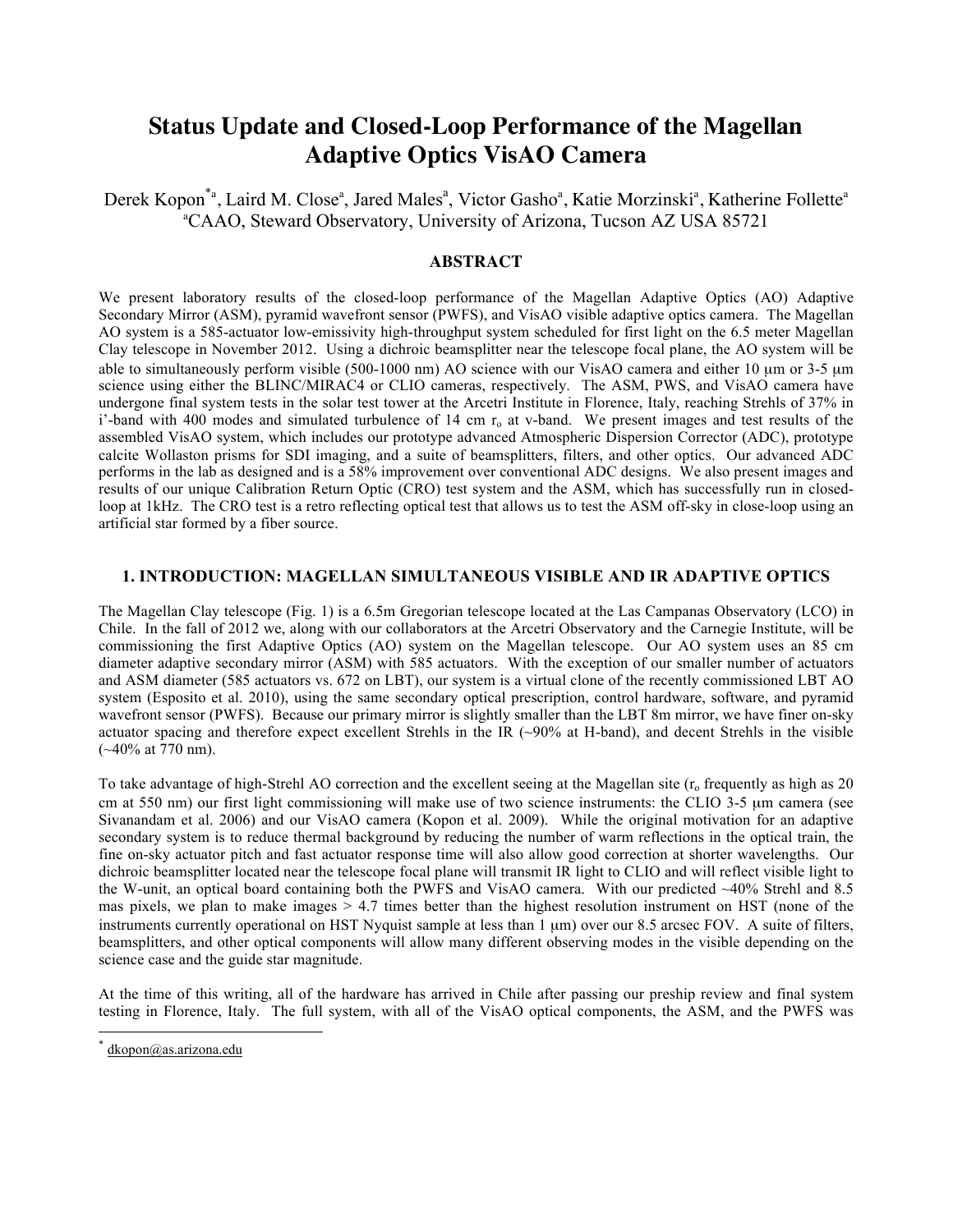# Status Update and Closed-Loop Performance of the Magellan Adaptive Optics VisAO Camera

Derek Kopon[*a], Laird M. Close[a], Jared Males[a], Victor Gasho[a], Katie Morzinski[a], Katherine Follette[a]

[a]CAAO, Steward Observatory, University of Arizona, Tucson AZ USA 85721

## ABSTRACT

We present laboratory results of the closed-loop performance of the Magellan Adaptive Optics (AO) Adaptive Secondary Mirror (ASM), pyramid wavefront sensor (PWFS), and VisAO visible adaptive optics camera. The Magellan AO system is a 585-actuator low-emissivity high-throughput system scheduled for first light on the 6.5 meter Magellan Clay telescope in November 2012. Using a dichroic beamsplitter near the telescope focal plane, the AO system will be able to simultaneously perform visible (500-1000 nm) AO science with our VisAO camera and either 10 μm or 3-5 μm science using either the BLINC/MIRAC4 or CLIO cameras, respectively. The ASM, PWS, and VisAO camera have undergone final system tests in the solar test tower at the Arcetri Institute in Florence, Italy, reaching Strehls of 37% in i'-band with 400 modes and simulated turbulence of 14 cm $r_o$ at v-band. We present images and test results of the assembled VisAO system, which includes our prototype advanced Atmospheric Dispersion Corrector (ADC), prototype calcite Wollaston prisms for SDI imaging, and a suite of beamsplitters, filters, and other optics. Our advanced ADC performs in the lab as designed and is a 58% improvement over conventional ADC designs. We also present images and results of our unique Calibration Return Optic (CRO) test system and the ASM, which has successfully run in closed-loop at 1kHz. The CRO test is a retro reflecting optical test that allows us to test the ASM off-sky in close-loop using an artificial star formed by a fiber source.

## 1. INTRODUCTION: MAGELLAN SIMULTANEOUS VISIBLE AND IR ADAPTIVE OPTICS

The Magellan Clay telescope (Fig. 1) is a 6.5m Gregorian telescope located at the Las Campanas Observatory (LCO) in Chile. In the fall of 2012 we, along with our collaborators at the Arcetri Observatory and the Carnegie Institute, will be commissioning the first Adaptive Optics (AO) system on the Magellan telescope. Our AO system uses an 85 cm diameter adaptive secondary mirror (ASM) with 585 actuators. With the exception of our smaller number of actuators and ASM diameter (585 actuators vs. 672 on LBT), our system is a virtual clone of the recently commissioned LBT AO system (Esposito et al. 2010), using the same secondary optical prescription, control hardware, software, and pyramid wavefront sensor (PWFS). Because our primary mirror is slightly smaller than the LBT 8m mirror, we have finer on-sky actuator spacing and therefore expect excellent Strehls in the IR (~90% at H-band), and decent Strehls in the visible (~40% at 770 nm).

To take advantage of high-Strehl AO correction and the excellent seeing at the Magellan site ($r_o$ frequently as high as 20 cm at 550 nm) our first light commissioning will make use of two science instruments: the CLIO 3-5 μm camera (see Sivanandam et al. 2006) and our VisAO camera (Kopon et al. 2009). While the original motivation for an adaptive secondary system is to reduce thermal background by reducing the number of warm reflections in the optical train, the fine on-sky actuator pitch and fast actuator response time will also allow good correction at shorter wavelengths. Our dichroic beamsplitter located near the telescope focal plane will transmit IR light to CLIO and will reflect visible light to the W-unit, an optical board containing both the PWFS and VisAO camera. With our predicted ~40% Strehl and 8.5 mas pixels, we plan to make images > 4.7 times better than the highest resolution instrument on HST (none of the instruments currently operational on HST Nyquist sample at less than 1 μm) over our 8.5 arcsec FOV. A suite of filters, beamsplitters, and other optical components will allow many different observing modes in the visible depending on the science case and the guide star magnitude.

At the time of this writing, all of the hardware has arrived in Chile after passing our preship review and final system testing in Florence, Italy. The full system, with all of the VisAO optical components, the ASM, and the PWFS was

[*] dkopon@as.arizona.edu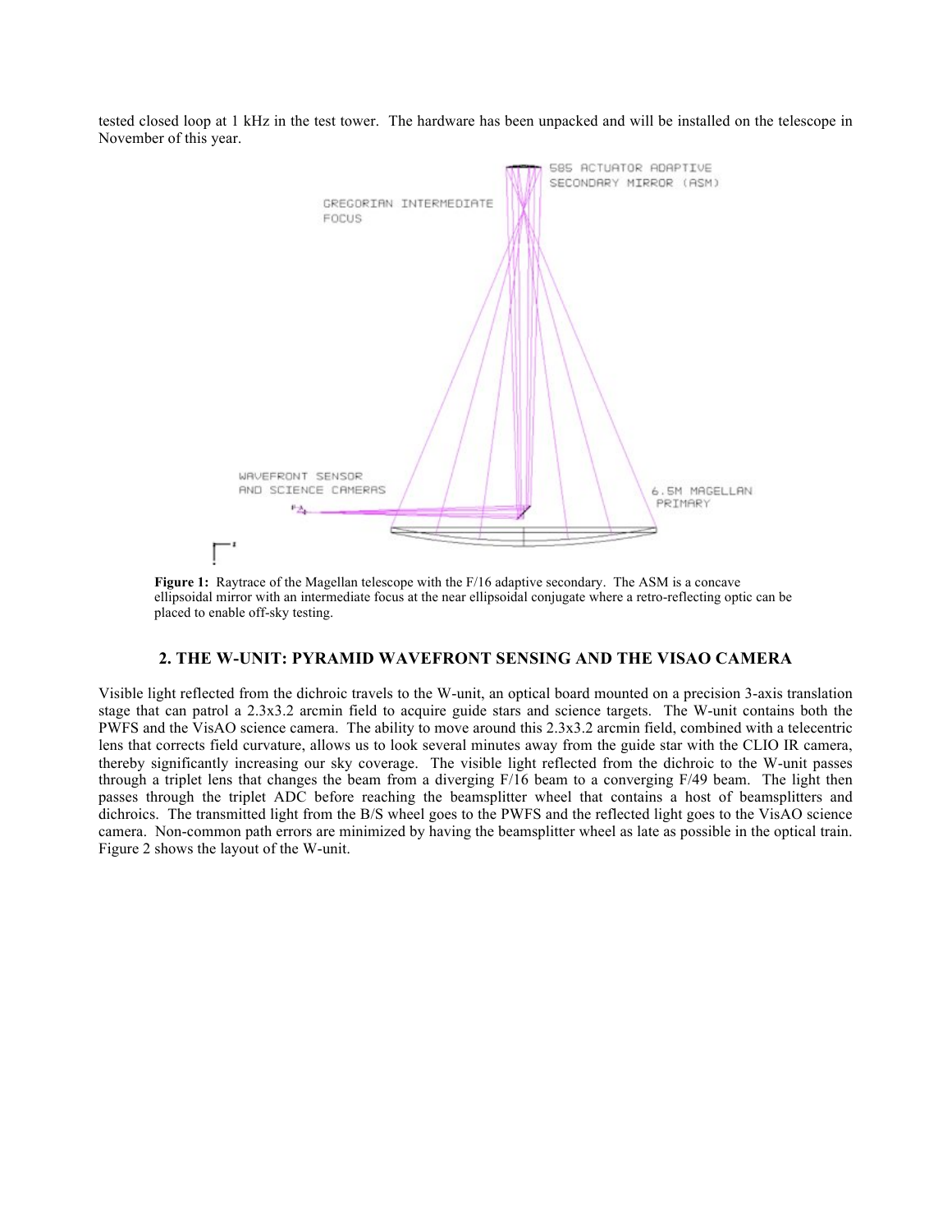tested closed loop at 1 kHz in the test tower. The hardware has been unpacked and will be installed on the telescope in November of this year.

**Figure 1:** Raytrace of the Magellan telescope with the F/16 adaptive secondary. The ASM is a concave ellipsoidal mirror with an intermediate focus at the near ellipsoidal conjugate where a retro-reflecting optic can be placed to enable off-sky testing.

## 2. THE W-UNIT: PYRAMID WAVEFRONT SENSING AND THE VISAO CAMERA

Visible light reflected from the dichroic travels to the W-unit, an optical board mounted on a precision 3-axis translation stage that can patrol a 2.3x3.2 arcmin field to acquire guide stars and science targets. The W-unit contains both the PWFS and the VisAO science camera. The ability to move around this 2.3x3.2 arcmin field, combined with a telecentric lens that corrects field curvature, allows us to look several minutes away from the guide star with the CLIO IR camera, thereby significantly increasing our sky coverage. The visible light reflected from the dichroic to the W-unit passes through a triplet lens that changes the beam from a diverging F/16 beam to a converging F/49 beam. The light then passes through the triplet ADC before reaching the beamsplitter wheel that contains a host of beamsplitters and dichroics. The transmitted light from the B/S wheel goes to the PWFS and the reflected light goes to the VisAO science camera. Non-common path errors are minimized by having the beamsplitter wheel as late as possible in the optical train. Figure 2 shows the layout of the W-unit.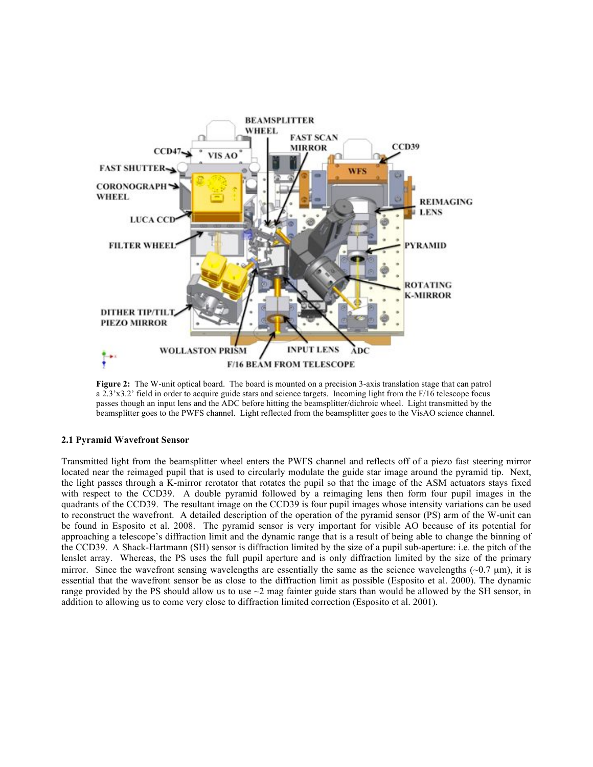**Figure 2:** The W-unit optical board. The board is mounted on a precision 3-axis translation stage that can patrol a 2.3'x3.2' field in order to acquire guide stars and science targets. Incoming light from the F/16 telescope focus passes though an input lens and the ADC before hitting the beamsplitter/dichroic wheel. Light transmitted by the beamsplitter goes to the PWFS channel. Light reflected from the beamsplitter goes to the VisAO science channel.

### 2.1 Pyramid Wavefront Sensor

Transmitted light from the beamsplitter wheel enters the PWFS channel and reflects off of a piezo fast steering mirror located near the reimaged pupil that is used to circularly modulate the guide star image around the pyramid tip. Next, the light passes through a K-mirror rerotator that rotates the pupil so that the image of the ASM actuators stays fixed with respect to the CCD39. A double pyramid followed by a reimaging lens then form four pupil images in the quadrants of the CCD39. The resultant image on the CCD39 is four pupil images whose intensity variations can be used to reconstruct the wavefront. A detailed description of the operation of the pyramid sensor (PS) arm of the W-unit can be found in Esposito et al. 2008. The pyramid sensor is very important for visible AO because of its potential for approaching a telescope's diffraction limit and the dynamic range that is a result of being able to change the binning of the CCD39. A Shack-Hartmann (SH) sensor is diffraction limited by the size of a pupil sub-aperture: i.e. the pitch of the lenslet array. Whereas, the PS uses the full pupil aperture and is only diffraction limited by the size of the primary mirror. Since the wavefront sensing wavelengths are essentially the same as the science wavelengths (~0.7 μm), it is essential that the wavefront sensor be as close to the diffraction limit as possible (Esposito et al. 2000). The dynamic range provided by the PS should allow us to use ~2 mag fainter guide stars than would be allowed by the SH sensor, in addition to allowing us to come very close to diffraction limited correction (Esposito et al. 2001).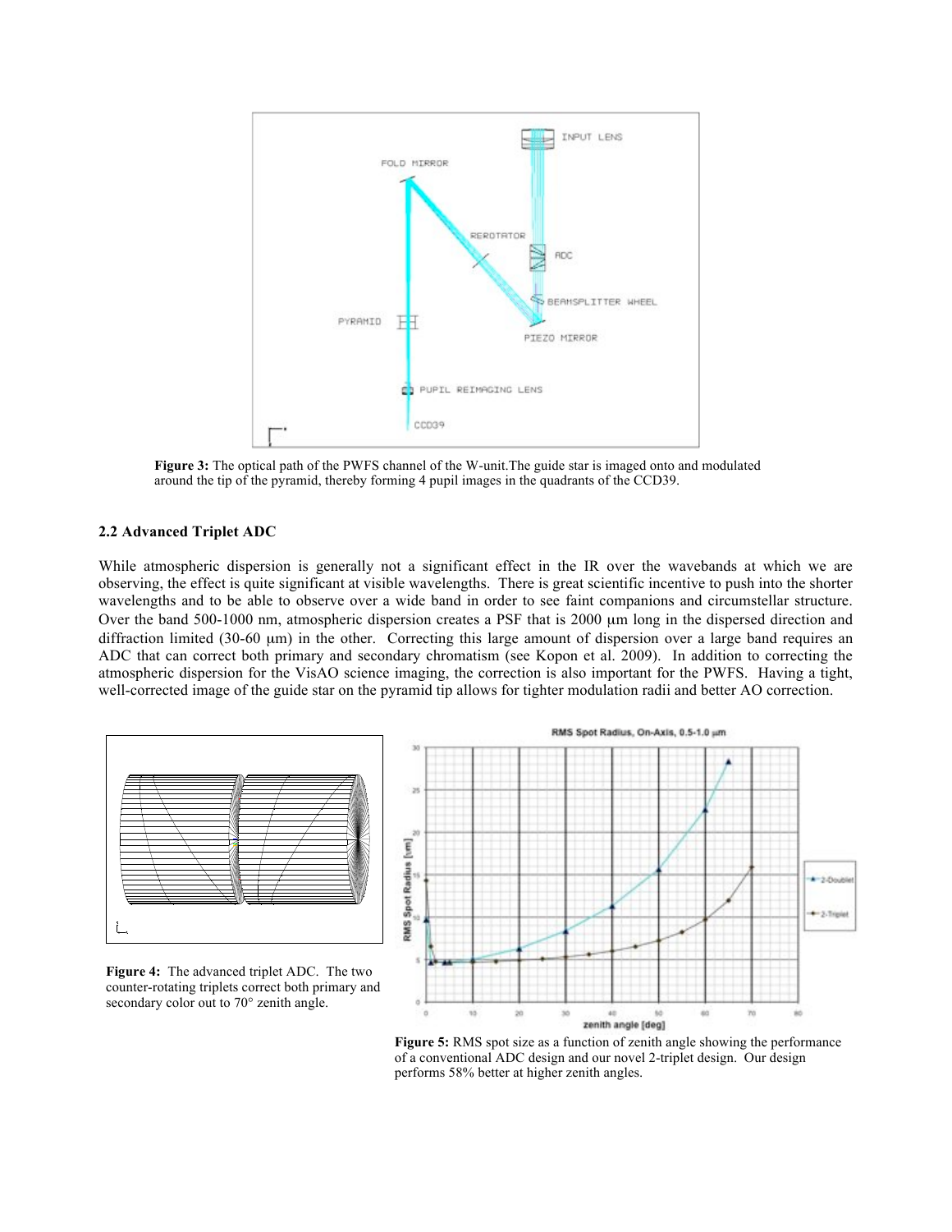**Figure 3:** The optical path of the PWFS channel of the W-unit.The guide star is imaged onto and modulated around the tip of the pyramid, thereby forming 4 pupil images in the quadrants of the CCD39.

### 2.2 Advanced Triplet ADC

While atmospheric dispersion is generally not a significant effect in the IR over the wavebands at which we are observing, the effect is quite significant at visible wavelengths. There is great scientific incentive to push into the shorter wavelengths and to be able to observe over a wide band in order to see faint companions and circumstellar structure. Over the band 500-1000 nm, atmospheric dispersion creates a PSF that is 2000 μm long in the dispersed direction and diffraction limited (30-60 μm) in the other. Correcting this large amount of dispersion over a large band requires an ADC that can correct both primary and secondary chromatism (see Kopon et al. 2009). In addition to correcting the atmospheric dispersion for the VisAO science imaging, the correction is also important for the PWFS. Having a tight, well-corrected image of the guide star on the pyramid tip allows for tighter modulation radii and better AO correction.

**Figure 4:** The advanced triplet ADC. The two counter-rotating triplets correct both primary and secondary color out to 70° zenith angle.

**Figure 5:** RMS spot size as a function of zenith angle showing the performance of a conventional ADC design and our novel 2-triplet design. Our design performs 58% better at higher zenith angles.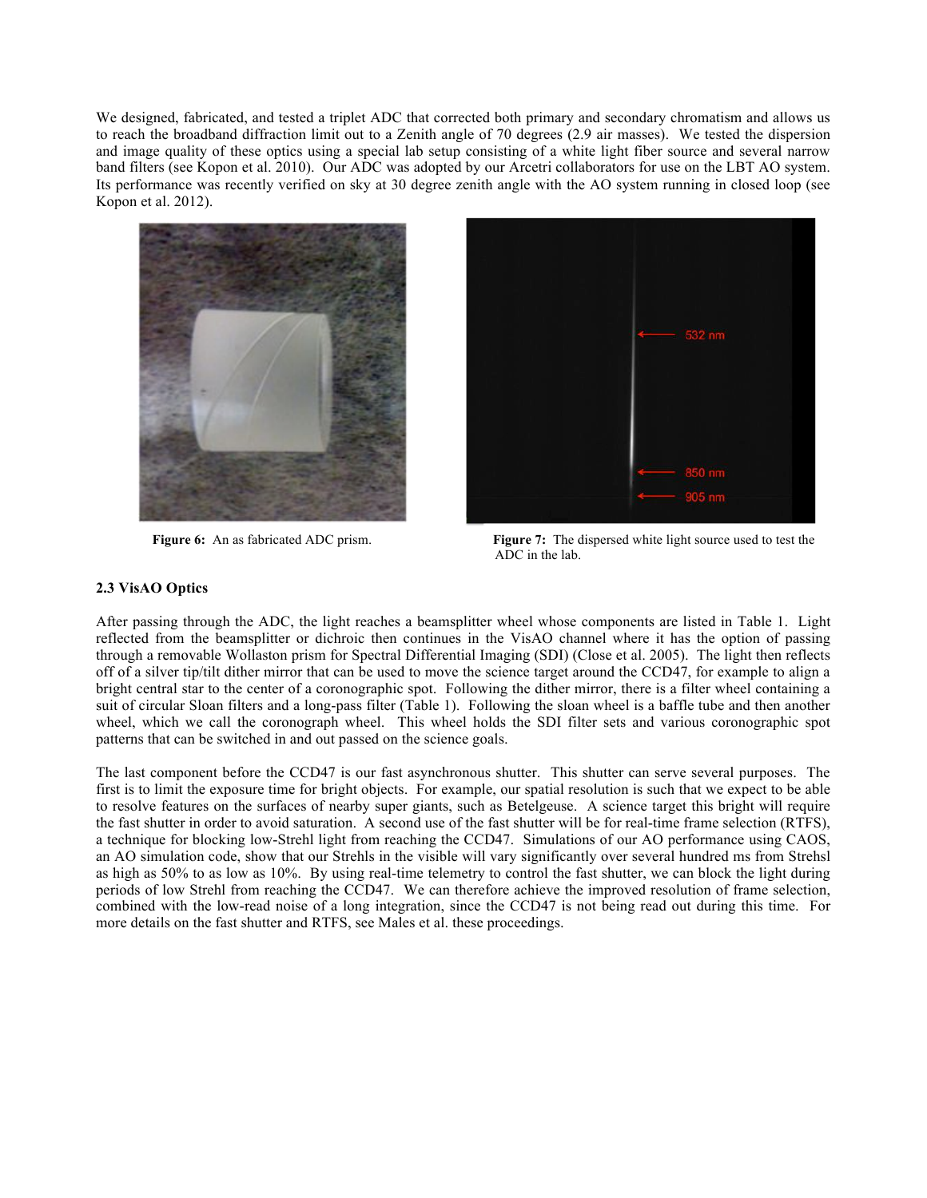We designed, fabricated, and tested a triplet ADC that corrected both primary and secondary chromatism and allows us to reach the broadband diffraction limit out to a Zenith angle of 70 degrees (2.9 air masses). We tested the dispersion and image quality of these optics using a special lab setup consisting of a white light fiber source and several narrow band filters (see Kopon et al. 2010). Our ADC was adopted by our Arcetri collaborators for use on the LBT AO system. Its performance was recently verified on sky at 30 degree zenith angle with the AO system running in closed loop (see Kopon et al. 2012).

**Figure 6:** An as fabricated ADC prism.

**Figure 7:** The dispersed white light source used to test the ADC in the lab.

### 2.3 VisAO Optics

After passing through the ADC, the light reaches a beamsplitter wheel whose components are listed in Table 1. Light reflected from the beamsplitter or dichroic then continues in the VisAO channel where it has the option of passing through a removable Wollaston prism for Spectral Differential Imaging (SDI) (Close et al. 2005). The light then reflects off of a silver tip/tilt dither mirror that can be used to move the science target around the CCD47, for example to align a bright central star to the center of a coronographic spot. Following the dither mirror, there is a filter wheel containing a suit of circular Sloan filters and a long-pass filter (Table 1). Following the sloan wheel is a baffle tube and then another wheel, which we call the coronograph wheel. This wheel holds the SDI filter sets and various coronographic spot patterns that can be switched in and out passed on the science goals.

The last component before the CCD47 is our fast asynchronous shutter. This shutter can serve several purposes. The first is to limit the exposure time for bright objects. For example, our spatial resolution is such that we expect to be able to resolve features on the surfaces of nearby super giants, such as Betelgeuse. A science target this bright will require the fast shutter in order to avoid saturation. A second use of the fast shutter will be for real-time frame selection (RTFS), a technique for blocking low-Strehl light from reaching the CCD47. Simulations of our AO performance using CAOS, an AO simulation code, show that our Strehls in the visible will vary significantly over several hundred ms from Strehsl as high as 50% to as low as 10%. By using real-time telemetry to control the fast shutter, we can block the light during periods of low Strehl from reaching the CCD47. We can therefore achieve the improved resolution of frame selection, combined with the low-read noise of a long integration, since the CCD47 is not being read out during this time. For more details on the fast shutter and RTFS, see Males et al. these proceedings.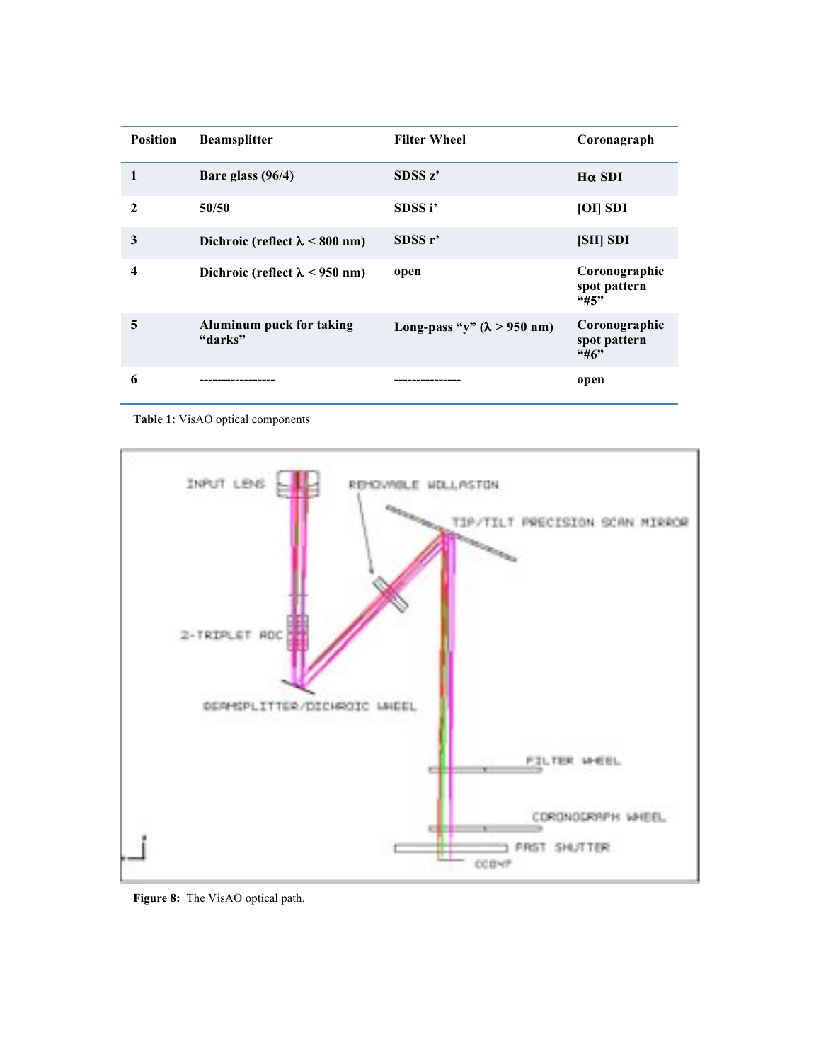| Position | Beamsplitter | Filter Wheel | Coronagraph |
|---|---|---|---|
| 1 | Bare glass (96/4) | SDSS z’ | Hα SDI |
| 2 | 50/50 | SDSS i’ | [OI] SDI |
| 3 | Dichroic (reflect λ < 800 nm) | SDSS r’ | [SII] SDI |
| 4 | Dichroic (reflect λ < 950 nm) | open | Coronographic spot pattern “#5” |
| 5 | Aluminum puck for taking “darks” | Long-pass “y” (λ > 950 nm) | Coronographic spot pattern “#6” |
| 6 | ----------------- | --------------- | open |

**Table 1:** VisAO optical components

**Figure 8:** The VisAO optical path.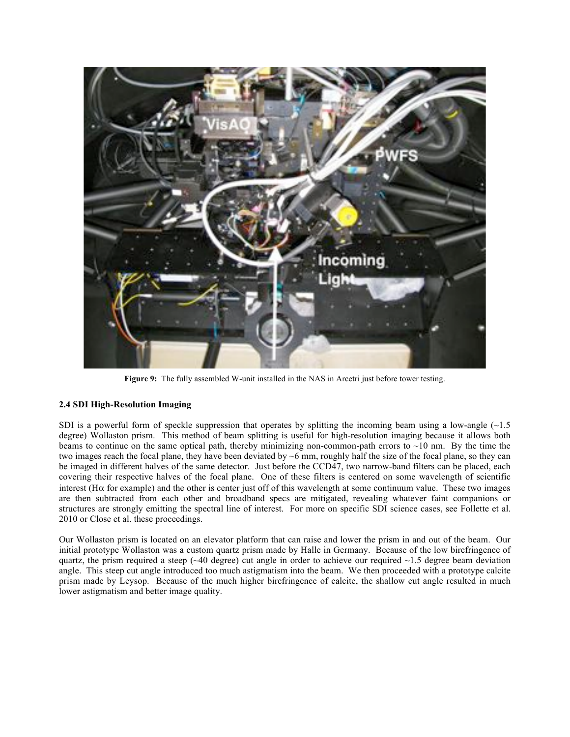**Figure 9:** The fully assembled W-unit installed in the NAS in Arcetri just before tower testing.

### 2.4 SDI High-Resolution Imaging

SDI is a powerful form of speckle suppression that operates by splitting the incoming beam using a low-angle (~1.5 degree) Wollaston prism. This method of beam splitting is useful for high-resolution imaging because it allows both beams to continue on the same optical path, thereby minimizing non-common-path errors to ~10 nm. By the time the two images reach the focal plane, they have been deviated by ~6 mm, roughly half the size of the focal plane, so they can be imaged in different halves of the same detector. Just before the CCD47, two narrow-band filters can be placed, each covering their respective halves of the focal plane. One of these filters is centered on some wavelength of scientific interest (H$\alpha$ for example) and the other is center just off of this wavelength at some continuum value. These two images are then subtracted from each other and broadband specs are mitigated, revealing whatever faint companions or structures are strongly emitting the spectral line of interest. For more on specific SDI science cases, see Follette et al. 2010 or Close et al. these proceedings.

Our Wollaston prism is located on an elevator platform that can raise and lower the prism in and out of the beam. Our initial prototype Wollaston was a custom quartz prism made by Halle in Germany. Because of the low birefringence of quartz, the prism required a steep (~40 degree) cut angle in order to achieve our required ~1.5 degree beam deviation angle. This steep cut angle introduced too much astigmatism into the beam. We then proceeded with a prototype calcite prism made by Leysop. Because of the much higher birefringence of calcite, the shallow cut angle resulted in much lower astigmatism and better image quality.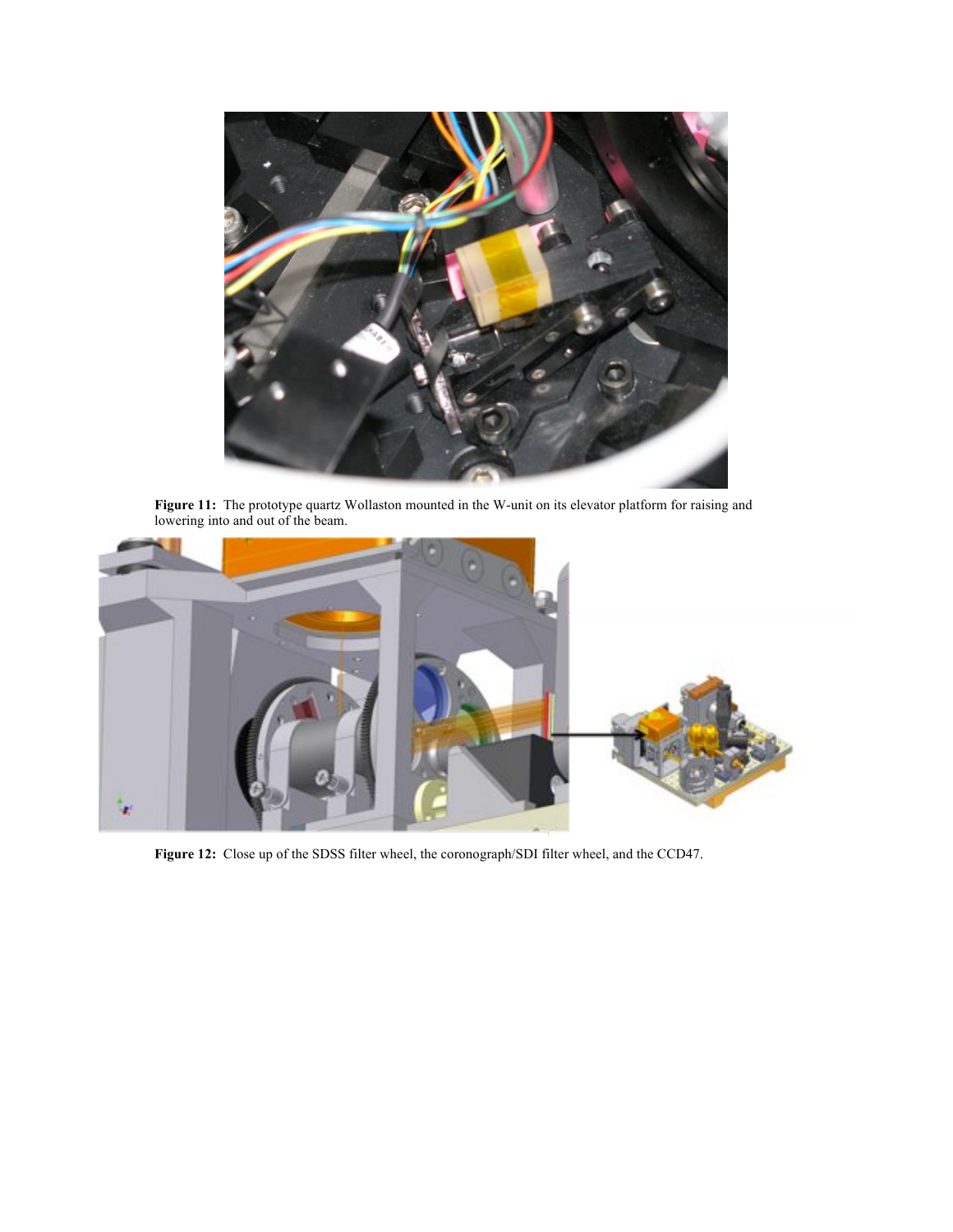**Figure 11:** The prototype quartz Wollaston mounted in the W-unit on its elevator platform for raising and lowering into and out of the beam.

**Figure 12:** Close up of the SDSS filter wheel, the coronograph/SDI filter wheel, and the CCD47.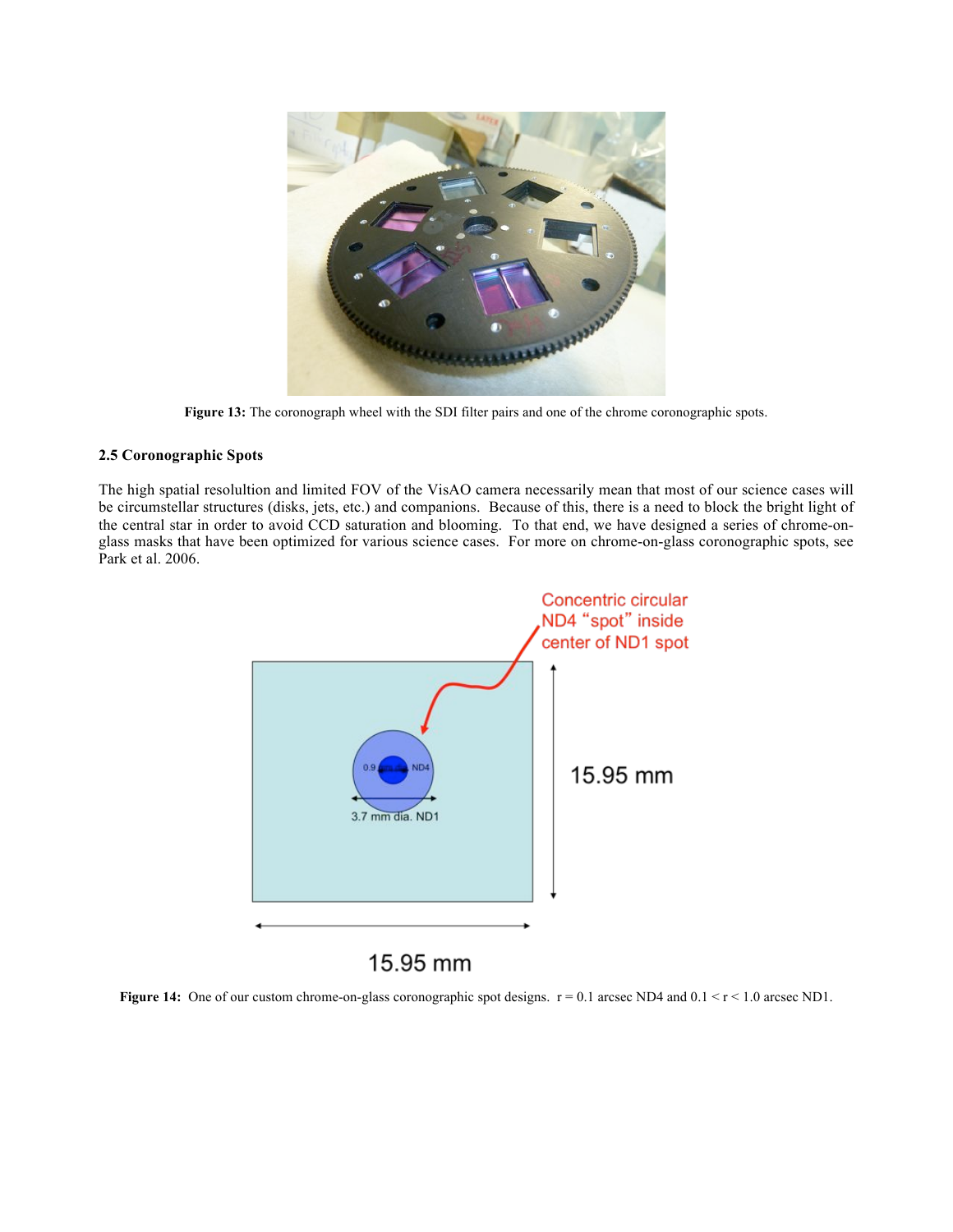**Figure 13:** The coronograph wheel with the SDI filter pairs and one of the chrome coronographic spots.

### 2.5 Coronographic Spots

The high spatial resolultion and limited FOV of the VisAO camera necessarily mean that most of our science cases will be circumstellar structures (disks, jets, etc.) and companions. Because of this, there is a need to block the bright light of the central star in order to avoid CCD saturation and blooming. To that end, we have designed a series of chrome-on-glass masks that have been optimized for various science cases. For more on chrome-on-glass coronographic spots, see Park et al. 2006.

**Figure 14:** One of our custom chrome-on-glass coronographic spot designs. r = 0.1 arcsec ND4 and 0.1 < r < 1.0 arcsec ND1.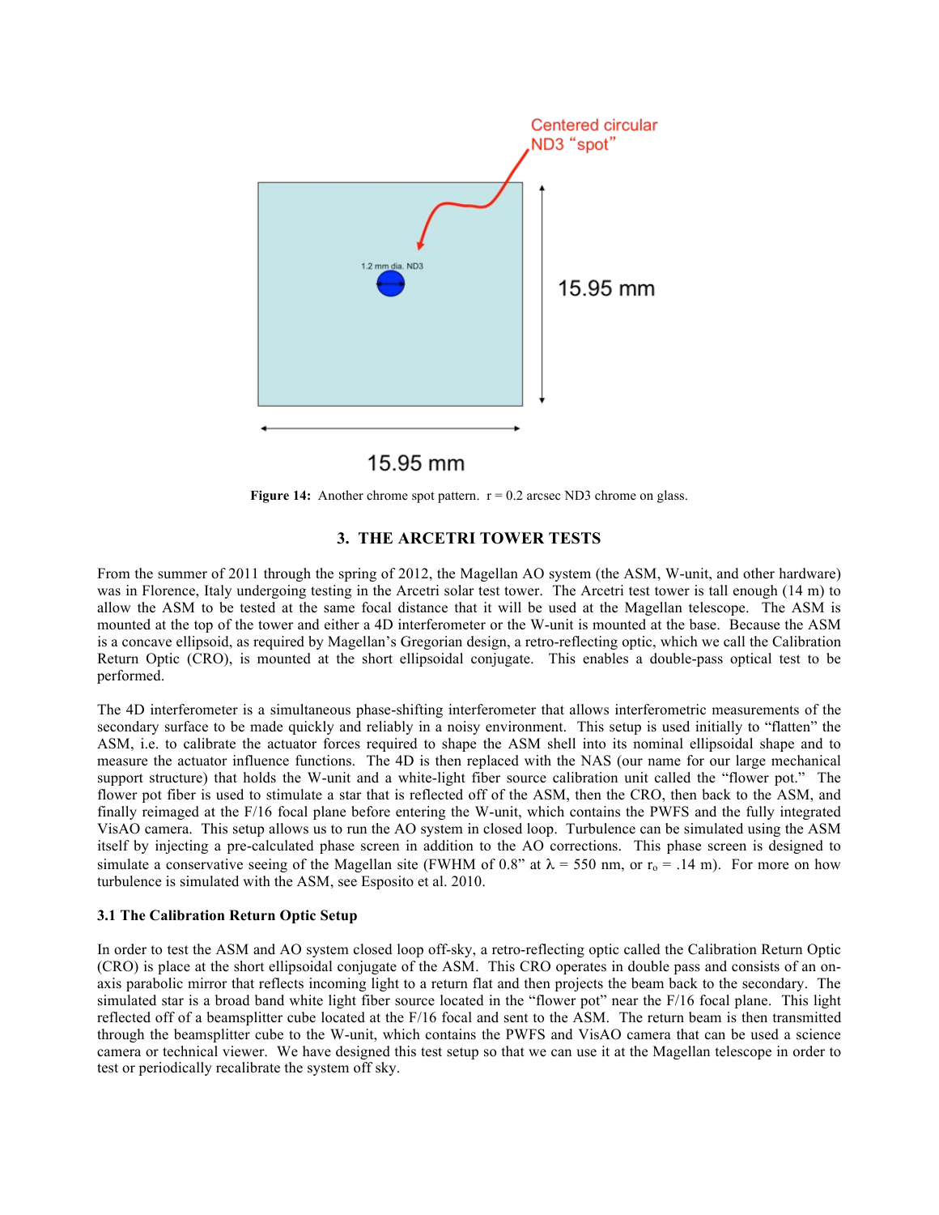Figure 14: Another chrome spot pattern. r = 0.2 arcsec ND3 chrome on glass.

## 3. THE ARCETRI TOWER TESTS

From the summer of 2011 through the spring of 2012, the Magellan AO system (the ASM, W-unit, and other hardware) was in Florence, Italy undergoing testing in the Arcetri solar test tower. The Arcetri test tower is tall enough (14 m) to allow the ASM to be tested at the same focal distance that it will be used at the Magellan telescope. The ASM is mounted at the top of the tower and either a 4D interferometer or the W-unit is mounted at the base. Because the ASM is a concave ellipsoid, as required by Magellan's Gregorian design, a retro-reflecting optic, which we call the Calibration Return Optic (CRO), is mounted at the short ellipsoidal conjugate. This enables a double-pass optical test to be performed.

The 4D interferometer is a simultaneous phase-shifting interferometer that allows interferometric measurements of the secondary surface to be made quickly and reliably in a noisy environment. This setup is used initially to "flatten" the ASM, i.e. to calibrate the actuator forces required to shape the ASM shell into its nominal ellipsoidal shape and to measure the actuator influence functions. The 4D is then replaced with the NAS (our name for our large mechanical support structure) that holds the W-unit and a white-light fiber source calibration unit called the "flower pot." The flower pot fiber is used to stimulate a star that is reflected off of the ASM, then the CRO, then back to the ASM, and finally reimaged at the F/16 focal plane before entering the W-unit, which contains the PWFS and the fully integrated VisAO camera. This setup allows us to run the AO system in closed loop. Turbulence can be simulated using the ASM itself by injecting a pre-calculated phase screen in addition to the AO corrections. This phase screen is designed to simulate a conservative seeing of the Magellan site (FWHM of 0.8" at $\lambda$ = 550 nm, or $r_o$ = .14 m). For more on how turbulence is simulated with the ASM, see Esposito et al. 2010.

### 3.1 The Calibration Return Optic Setup

In order to test the ASM and AO system closed loop off-sky, a retro-reflecting optic called the Calibration Return Optic (CRO) is place at the short ellipsoidal conjugate of the ASM. This CRO operates in double pass and consists of an on-axis parabolic mirror that reflects incoming light to a return flat and then projects the beam back to the secondary. The simulated star is a broad band white light fiber source located in the "flower pot" near the F/16 focal plane. This light reflected off of a beamsplitter cube located at the F/16 focal and sent to the ASM. The return beam is then transmitted through the beamsplitter cube to the W-unit, which contains the PWFS and VisAO camera that can be used a science camera or technical viewer. We have designed this test setup so that we can use it at the Magellan telescope in order to test or periodically recalibrate the system off sky.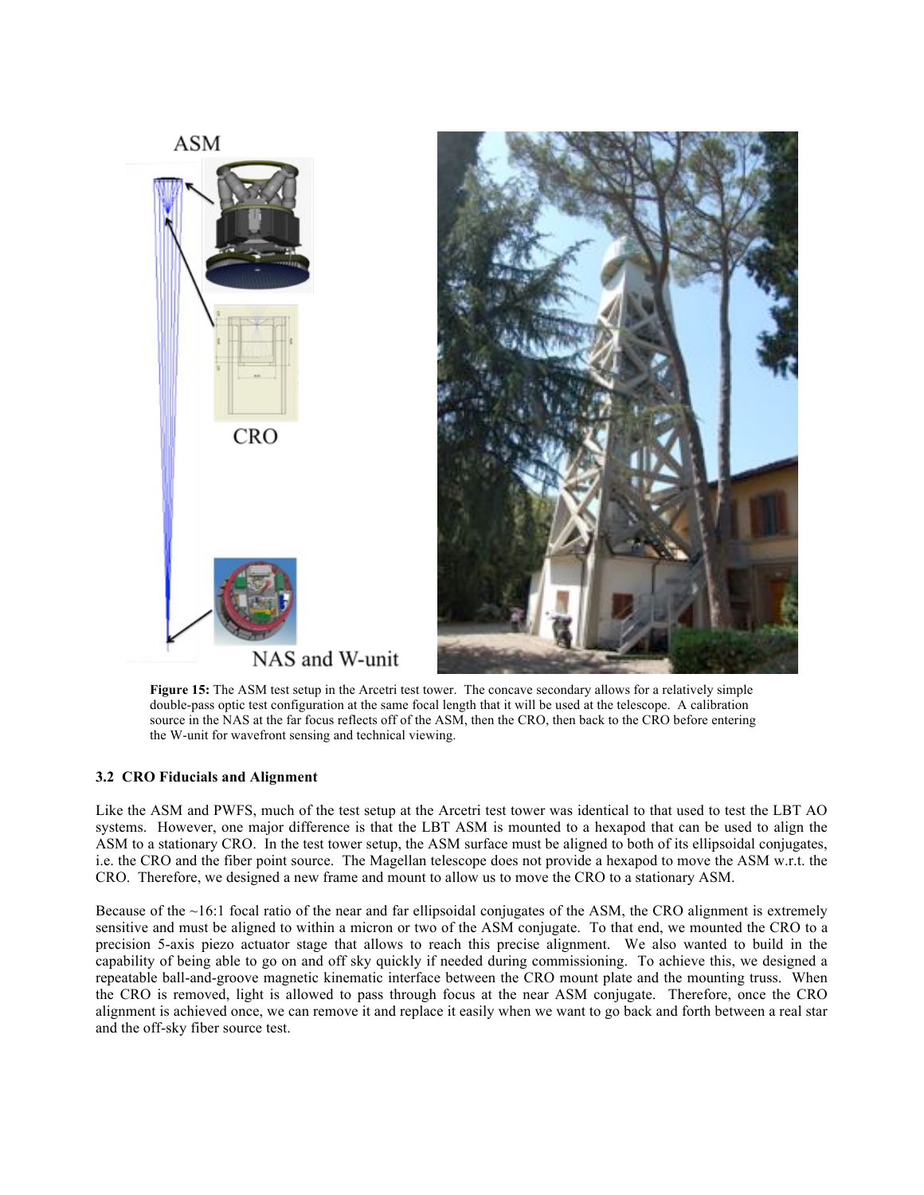**Figure 15:** The ASM test setup in the Arcetri test tower. The concave secondary allows for a relatively simple double-pass optic test configuration at the same focal length that it will be used at the telescope. A calibration source in the NAS at the far focus reflects off of the ASM, then the CRO, then back to the CRO before entering the W-unit for wavefront sensing and technical viewing.

### 3.2 CRO Fiducials and Alignment

Like the ASM and PWFS, much of the test setup at the Arcetri test tower was identical to that used to test the LBT AO systems. However, one major difference is that the LBT ASM is mounted to a hexapod that can be used to align the ASM to a stationary CRO. In the test tower setup, the ASM surface must be aligned to both of its ellipsoidal conjugates, i.e. the CRO and the fiber point source. The Magellan telescope does not provide a hexapod to move the ASM w.r.t. the CRO. Therefore, we designed a new frame and mount to allow us to move the CRO to a stationary ASM.

Because of the ~16:1 focal ratio of the near and far ellipsoidal conjugates of the ASM, the CRO alignment is extremely sensitive and must be aligned to within a micron or two of the ASM conjugate. To that end, we mounted the CRO to a precision 5-axis piezo actuator stage that allows to reach this precise alignment. We also wanted to build in the capability of being able to go on and off sky quickly if needed during commissioning. To achieve this, we designed a repeatable ball-and-groove magnetic kinematic interface between the CRO mount plate and the mounting truss. When the CRO is removed, light is allowed to pass through focus at the near ASM conjugate. Therefore, once the CRO alignment is achieved once, we can remove it and replace it easily when we want to go back and forth between a real star and the off-sky fiber source test.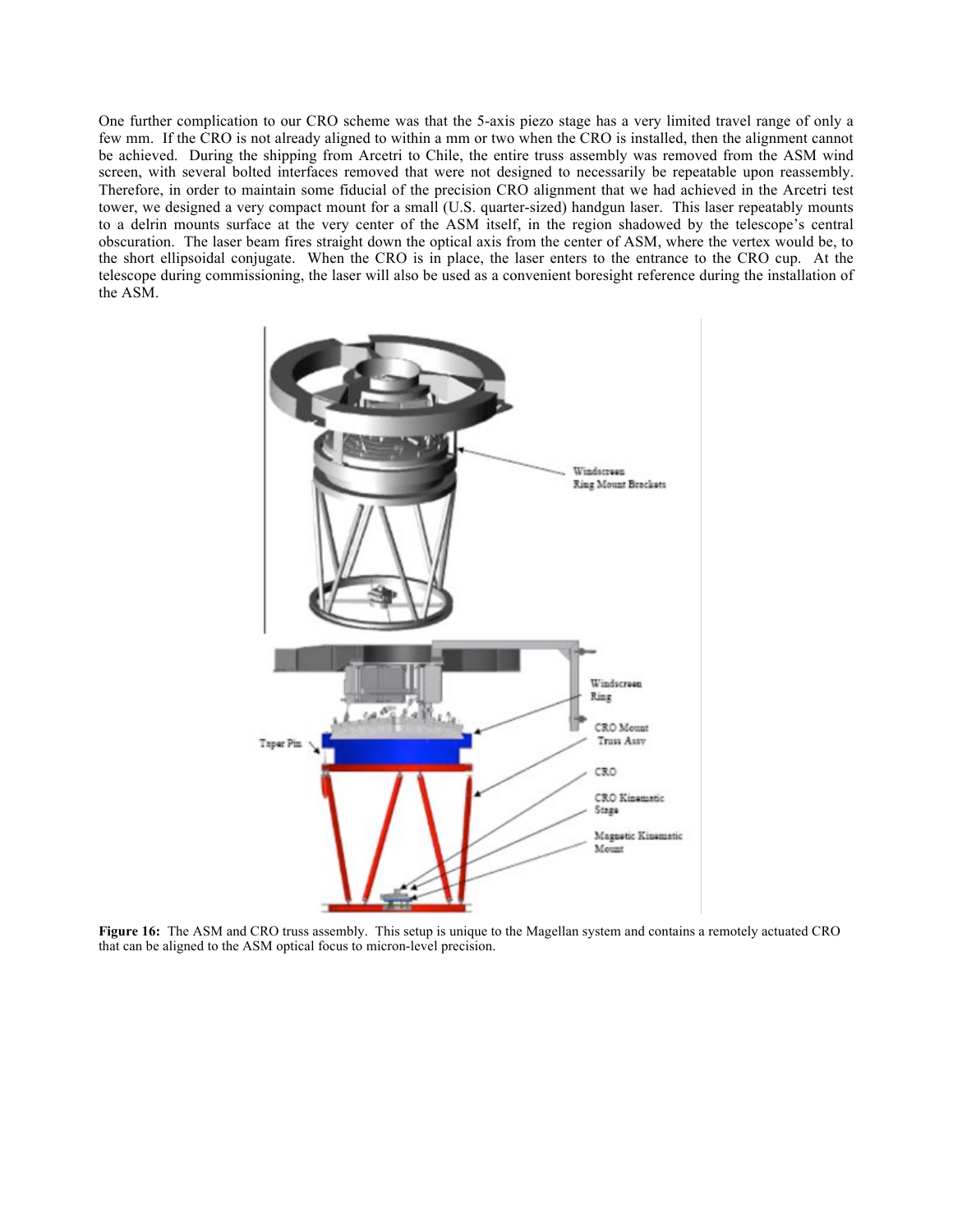One further complication to our CRO scheme was that the 5-axis piezo stage has a very limited travel range of only a few mm. If the CRO is not already aligned to within a mm or two when the CRO is installed, then the alignment cannot be achieved. During the shipping from Arcetri to Chile, the entire truss assembly was removed from the ASM wind screen, with several bolted interfaces removed that were not designed to necessarily be repeatable upon reassembly. Therefore, in order to maintain some fiducial of the precision CRO alignment that we had achieved in the Arcetri test tower, we designed a very compact mount for a small (U.S. quarter-sized) handgun laser. This laser repeatably mounts to a delrin mounts surface at the very center of the ASM itself, in the region shadowed by the telescope's central obscuration. The laser beam fires straight down the optical axis from the center of ASM, where the vertex would be, to the short ellipsoidal conjugate. When the CRO is in place, the laser enters to the entrance to the CRO cup. At the telescope during commissioning, the laser will also be used as a convenient boresight reference during the installation of the ASM.

**Figure 16:** The ASM and CRO truss assembly. This setup is unique to the Magellan system and contains a remotely actuated CRO that can be aligned to the ASM optical focus to micron-level precision.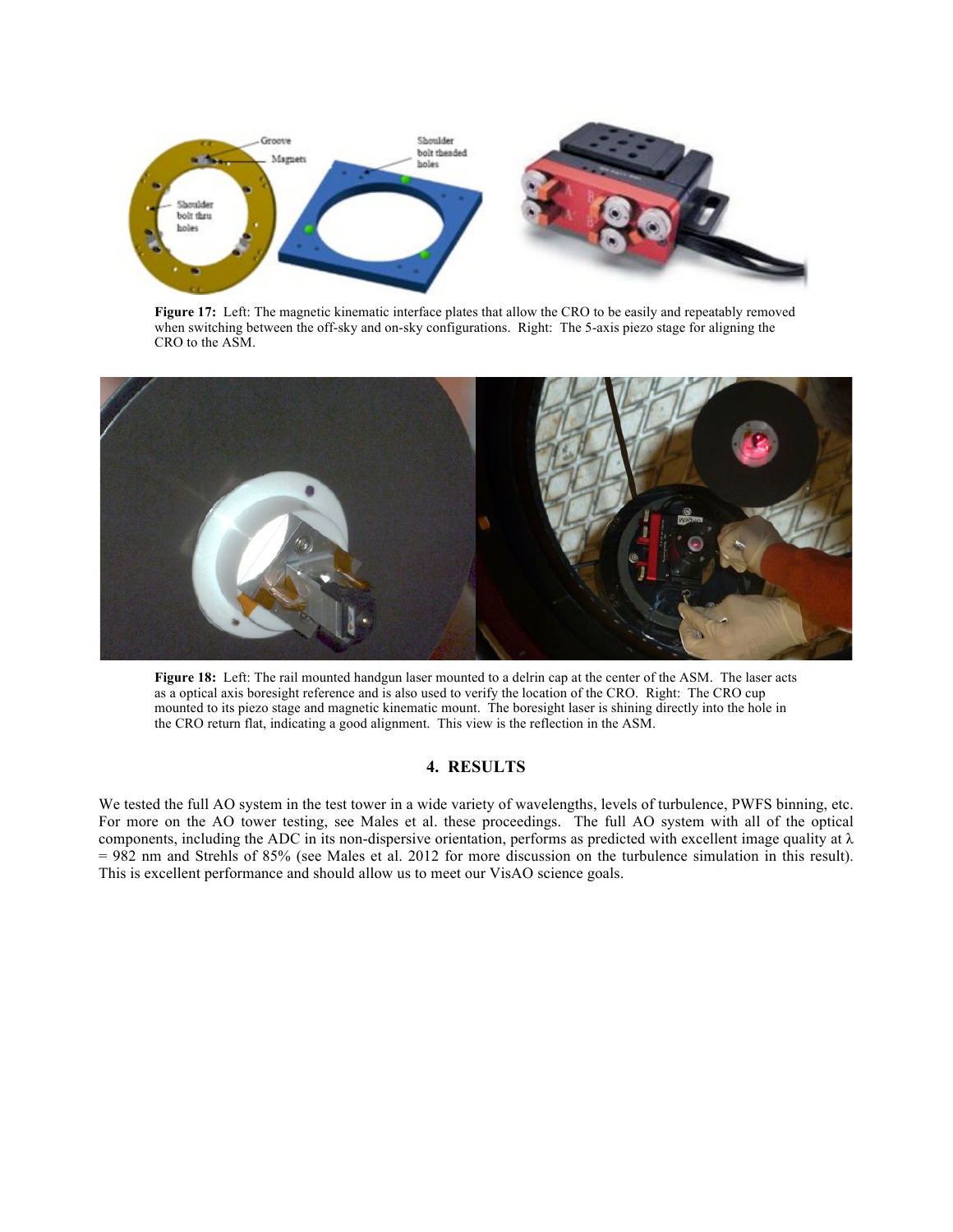**Figure 17:** Left: The magnetic kinematic interface plates that allow the CRO to be easily and repeatably removed when switching between the off-sky and on-sky configurations. Right: The 5-axis piezo stage for aligning the CRO to the ASM.

**Figure 18:** Left: The rail mounted handgun laser mounted to a delrin cap at the center of the ASM. The laser acts as a optical axis boresight reference and is also used to verify the location of the CRO. Right: The CRO cup mounted to its piezo stage and magnetic kinematic mount. The boresight laser is shining directly into the hole in the CRO return flat, indicating a good alignment. This view is the reflection in the ASM.

## 4. RESULTS

We tested the full AO system in the test tower in a wide variety of wavelengths, levels of turbulence, PWFS binning, etc. For more on the AO tower testing, see Males et al. these proceedings. The full AO system with all of the optical components, including the ADC in its non-dispersive orientation, performs as predicted with excellent image quality at $\lambda$ = 982 nm and Strehls of 85% (see Males et al. 2012 for more discussion on the turbulence simulation in this result). This is excellent performance and should allow us to meet our VisAO science goals.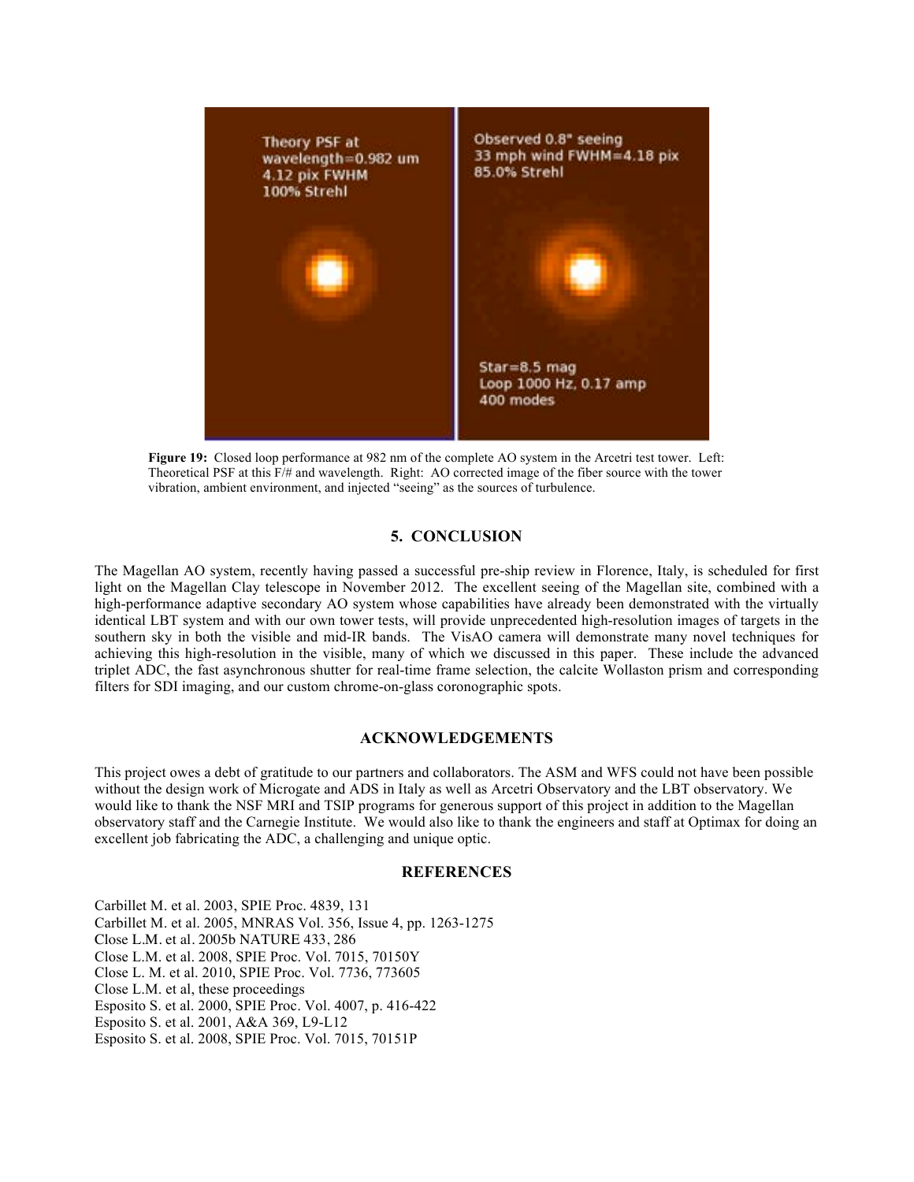**Figure 19:** Closed loop performance at 982 nm of the complete AO system in the Arcetri test tower. Left: Theoretical PSF at this F/# and wavelength. Right: AO corrected image of the fiber source with the tower vibration, ambient environment, and injected "seeing" as the sources of turbulence.

## 5. CONCLUSION

The Magellan AO system, recently having passed a successful pre-ship review in Florence, Italy, is scheduled for first light on the Magellan Clay telescope in November 2012. The excellent seeing of the Magellan site, combined with a high-performance adaptive secondary AO system whose capabilities have already been demonstrated with the virtually identical LBT system and with our own tower tests, will provide unprecedented high-resolution images of targets in the southern sky in both the visible and mid-IR bands. The VisAO camera will demonstrate many novel techniques for achieving this high-resolution in the visible, many of which we discussed in this paper. These include the advanced triplet ADC, the fast asynchronous shutter for real-time frame selection, the calcite Wollaston prism and corresponding filters for SDI imaging, and our custom chrome-on-glass coronographic spots.

## ACKNOWLEDGEMENTS

This project owes a debt of gratitude to our partners and collaborators. The ASM and WFS could not have been possible without the design work of Microgate and ADS in Italy as well as Arcetri Observatory and the LBT observatory. We would like to thank the NSF MRI and TSIP programs for generous support of this project in addition to the Magellan observatory staff and the Carnegie Institute. We would also like to thank the engineers and staff at Optimax for doing an excellent job fabricating the ADC, a challenging and unique optic.

## REFERENCES

Carbillet M. et al. 2003, SPIE Proc. 4839, 131
Carbillet M. et al. 2005, MNRAS Vol. 356, Issue 4, pp. 1263-1275
Close L.M. et al. 2005b NATURE 433, 286
Close L.M. et al. 2008, SPIE Proc. Vol. 7015, 70150Y
Close L. M. et al. 2010, SPIE Proc. Vol. 7736, 773605
Close L.M. et al, these proceedings
Esposito S. et al. 2000, SPIE Proc. Vol. 4007, p. 416-422
Esposito S. et al. 2001, A&A 369, L9-L12
Esposito S. et al. 2008, SPIE Proc. Vol. 7015, 70151P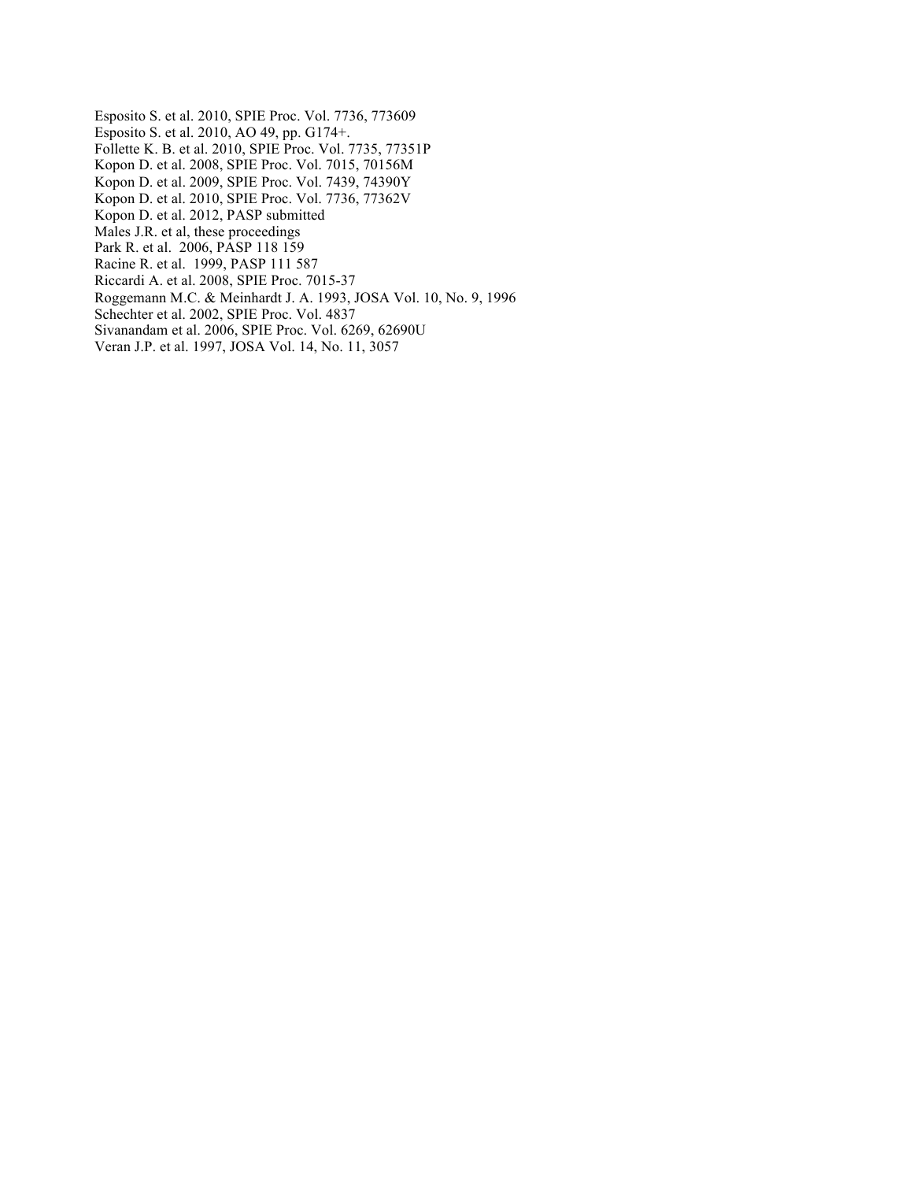Esposito S. et al. 2010, SPIE Proc. Vol. 7736, 773609
Esposito S. et al. 2010, AO 49, pp. G174+.
Follette K. B. et al. 2010, SPIE Proc. Vol. 7735, 77351P
Kopon D. et al. 2008, SPIE Proc. Vol. 7015, 70156M
Kopon D. et al. 2009, SPIE Proc. Vol. 7439, 74390Y
Kopon D. et al. 2010, SPIE Proc. Vol. 7736, 77362V
Kopon D. et al. 2012, PASP submitted
Males J.R. et al, these proceedings
Park R. et al. 2006, PASP 118 159
Racine R. et al. 1999, PASP 111 587
Riccardi A. et al. 2008, SPIE Proc. 7015-37
Roggemann M.C. & Meinhardt J. A. 1993, JOSA Vol. 10, No. 9, 1996
Schechter et al. 2002, SPIE Proc. Vol. 4837
Sivanandam et al. 2006, SPIE Proc. Vol. 6269, 62690U
Veran J.P. et al. 1997, JOSA Vol. 14, No. 11, 3057